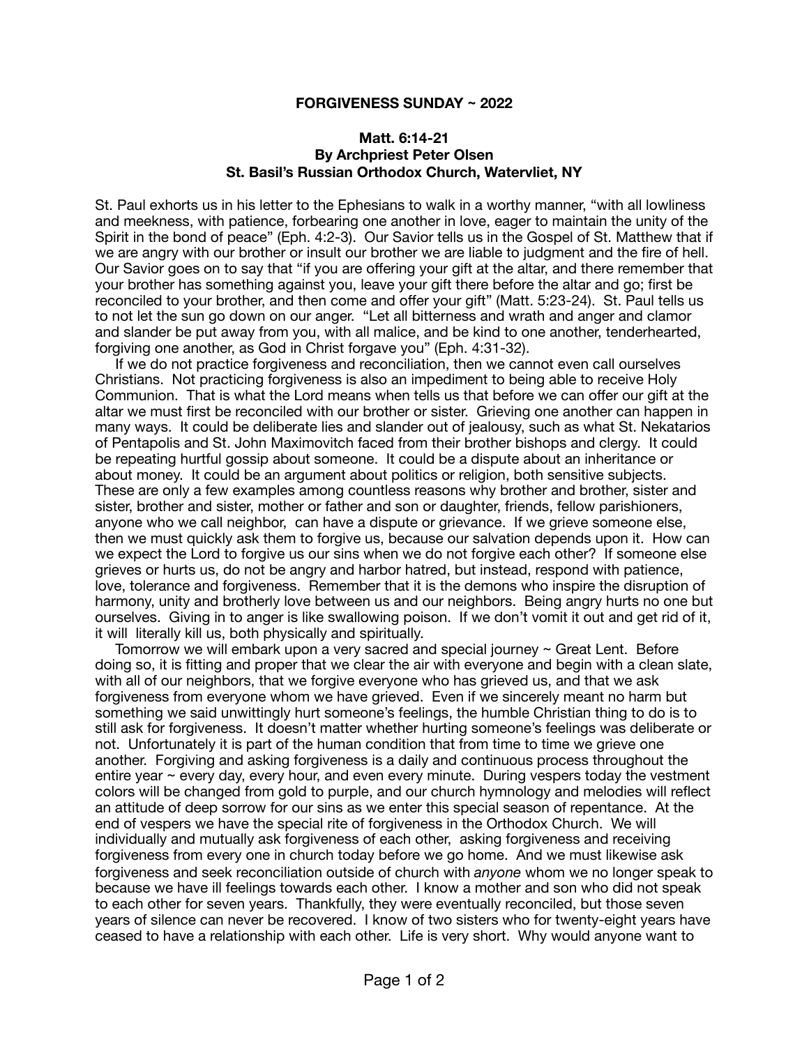**FORGIVENESS SUNDAY ~ 2022**

**Matt. 6:14-21**
**By Archpriest Peter Olsen**
**St. Basil's Russian Orthodox Church, Watervliet, NY**

St. Paul exhorts us in his letter to the Ephesians to walk in a worthy manner, "with all lowliness and meekness, with patience, forbearing one another in love, eager to maintain the unity of the Spirit in the bond of peace" (Eph. 4:2-3). Our Savior tells us in the Gospel of St. Matthew that if we are angry with our brother or insult our brother we are liable to judgment and the fire of hell. Our Savior goes on to say that "if you are offering your gift at the altar, and there remember that your brother has something against you, leave your gift there before the altar and go; first be reconciled to your brother, and then come and offer your gift" (Matt. 5:23-24). St. Paul tells us to not let the sun go down on our anger. "Let all bitterness and wrath and anger and clamor and slander be put away from you, with all malice, and be kind to one another, tenderhearted, forgiving one another, as God in Christ forgave you" (Eph. 4:31-32).

If we do not practice forgiveness and reconciliation, then we cannot even call ourselves Christians. Not practicing forgiveness is also an impediment to being able to receive Holy Communion. That is what the Lord means when tells us that before we can offer our gift at the altar we must first be reconciled with our brother or sister. Grieving one another can happen in many ways. It could be deliberate lies and slander out of jealousy, such as what St. Nekatarios of Pentapolis and St. John Maximovitch faced from their brother bishops and clergy. It could be repeating hurtful gossip about someone. It could be a dispute about an inheritance or about money. It could be an argument about politics or religion, both sensitive subjects. These are only a few examples among countless reasons why brother and brother, sister and sister, brother and sister, mother or father and son or daughter, friends, fellow parishioners, anyone who we call neighbor, can have a dispute or grievance. If we grieve someone else, then we must quickly ask them to forgive us, because our salvation depends upon it. How can we expect the Lord to forgive us our sins when we do not forgive each other? If someone else grieves or hurts us, do not be angry and harbor hatred, but instead, respond with patience, love, tolerance and forgiveness. Remember that it is the demons who inspire the disruption of harmony, unity and brotherly love between us and our neighbors. Being angry hurts no one but ourselves. Giving in to anger is like swallowing poison. If we don't vomit it out and get rid of it, it will literally kill us, both physically and spiritually.

Tomorrow we will embark upon a very sacred and special journey ~ Great Lent. Before doing so, it is fitting and proper that we clear the air with everyone and begin with a clean slate, with all of our neighbors, that we forgive everyone who has grieved us, and that we ask forgiveness from everyone whom we have grieved. Even if we sincerely meant no harm but something we said unwittingly hurt someone's feelings, the humble Christian thing to do is to still ask for forgiveness. It doesn't matter whether hurting someone's feelings was deliberate or not. Unfortunately it is part of the human condition that from time to time we grieve one another. Forgiving and asking forgiveness is a daily and continuous process throughout the entire year ~ every day, every hour, and even every minute. During vespers today the vestment colors will be changed from gold to purple, and our church hymnology and melodies will reflect an attitude of deep sorrow for our sins as we enter this special season of repentance. At the end of vespers we have the special rite of forgiveness in the Orthodox Church. We will individually and mutually ask forgiveness of each other, asking forgiveness and receiving forgiveness from every one in church today before we go home. And we must likewise ask forgiveness and seek reconciliation outside of church with *anyone* whom we no longer speak to because we have ill feelings towards each other. I know a mother and son who did not speak to each other for seven years. Thankfully, they were eventually reconciled, but those seven years of silence can never be recovered. I know of two sisters who for twenty-eight years have ceased to have a relationship with each other. Life is very short. Why would anyone want to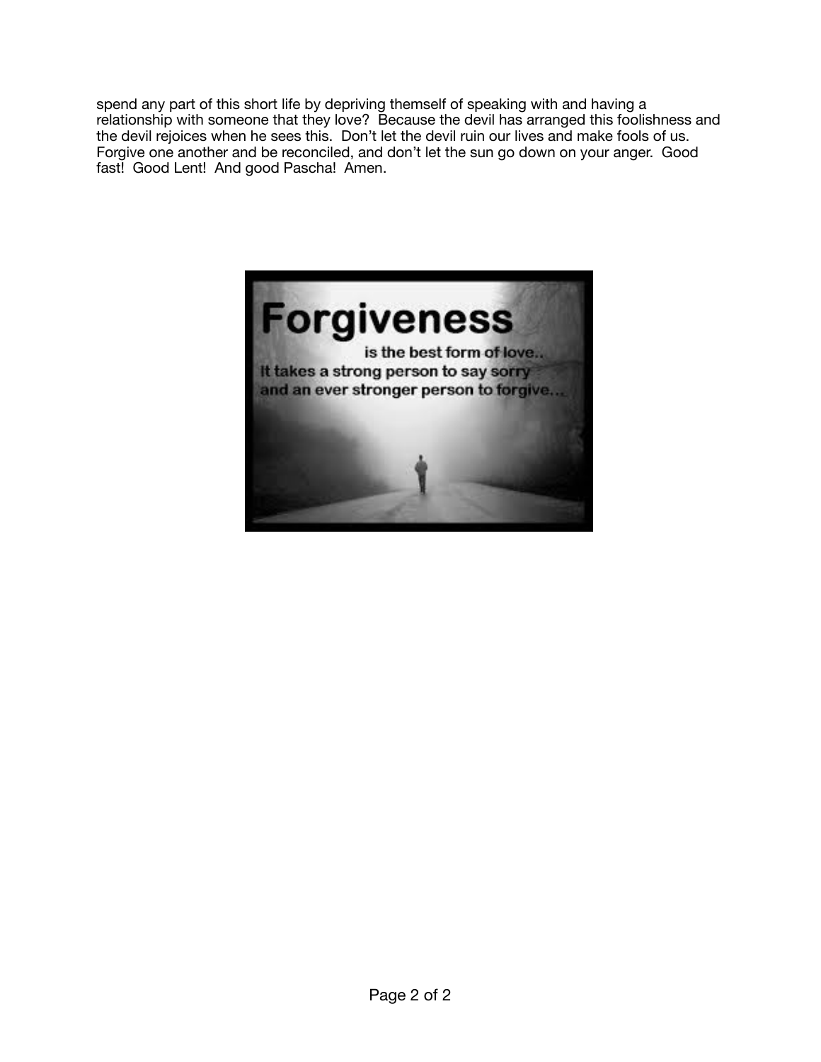spend any part of this short life by depriving themself of speaking with and having a relationship with someone that they love? Because the devil has arranged this foolishness and the devil rejoices when he sees this. Don't let the devil ruin our lives and make fools of us. Forgive one another and be reconciled, and don't let the sun go down on your anger. Good fast! Good Lent! And good Pascha! Amen.

**Forgiveness**

is the best form of love..
It takes a strong person to say sorry
and an ever stronger person to forgive...